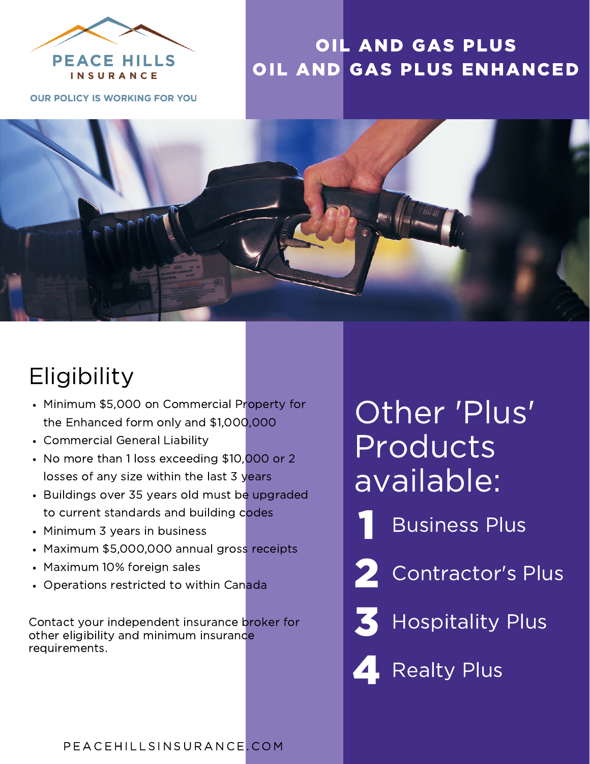PEACE HILLS
INSURANCE

OUR POLICY IS WORKING FOR YOU

# OIL AND GAS PLUS
# OIL AND GAS PLUS ENHANCED

## Eligibility

- Minimum $5,000 on Commercial Property for the Enhanced form only and $1,000,000
- Commercial General Liability
- No more than 1 loss exceeding $10,000 or 2 losses of any size within the last 3 years
- Buildings over 35 years old must be upgraded to current standards and building codes
- Minimum 3 years in business
- Maximum $5,000,000 annual gross receipts
- Maximum 10% foreign sales
- Operations restricted to within Canada

Contact your independent insurance broker for other eligibility and minimum insurance requirements.

## Other 'Plus' Products available:

1. Business Plus
2. Contractor's Plus
3. Hospitality Plus
4. Realty Plus

PEACEHILLSINSURANCE.COM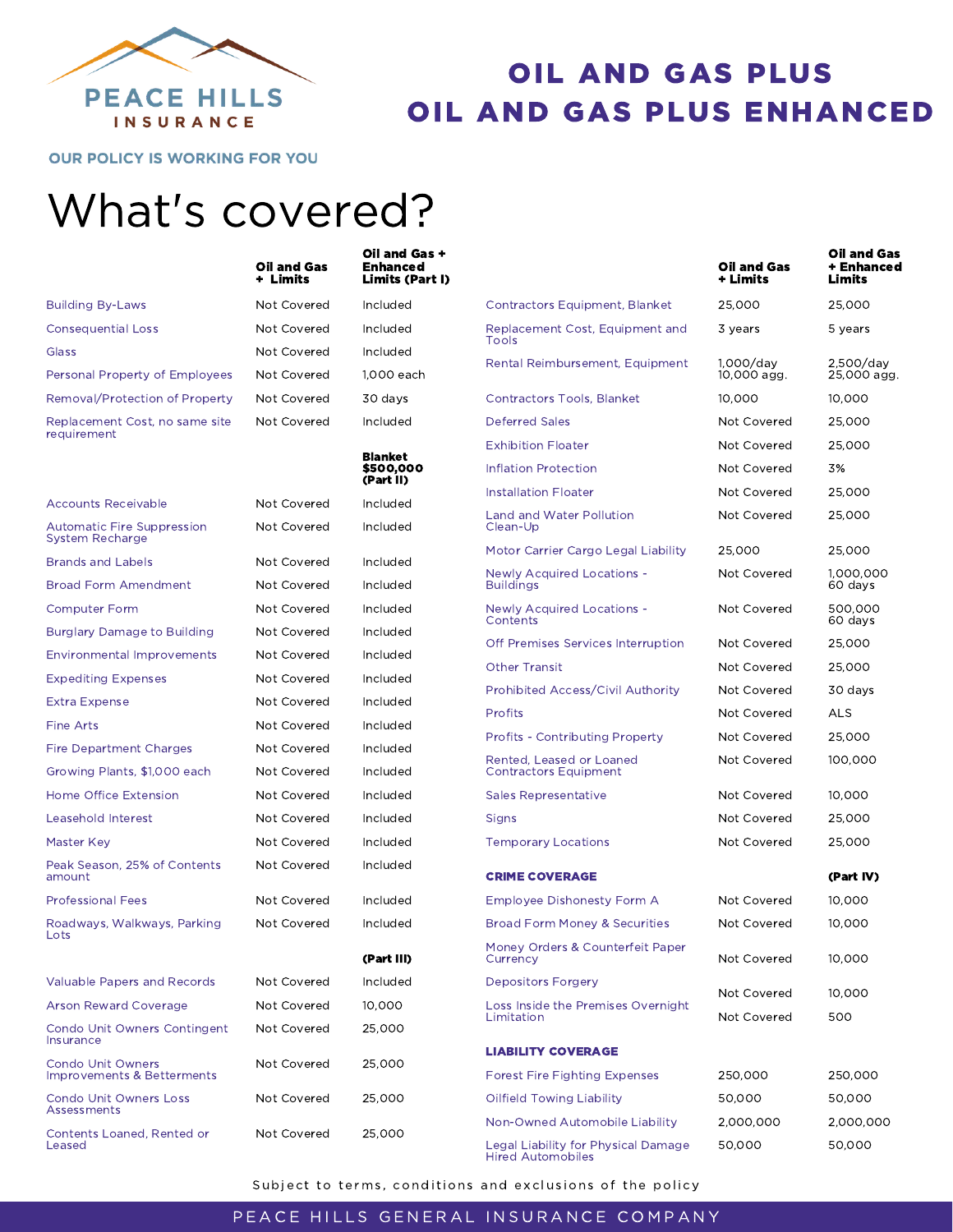PEACE HILLS INSURANCE

# OIL AND GAS PLUS
# OIL AND GAS PLUS ENHANCED

**OUR POLICY IS WORKING FOR YOU**

# What's covered?

| | Oil and Gas + Limits | Oil and Gas + Enhanced Limits (Part I) |
|---|---|---|
| Building By-Laws | Not Covered | Included |
| Consequential Loss | Not Covered | Included |
| Glass | Not Covered | Included |
| Personal Property of Employees | Not Covered | 1,000 each |
| Removal/Protection of Property | Not Covered | 30 days |
| Replacement Cost, no same site requirement | Not Covered | Included |
| | | **Blanket $500,000 (Part II)** |
| Accounts Receivable | Not Covered | Included |
| Automatic Fire Suppression System Recharge | Not Covered | Included |
| Brands and Labels | Not Covered | Included |
| Broad Form Amendment | Not Covered | Included |
| Computer Form | Not Covered | Included |
| Burglary Damage to Building | Not Covered | Included |
| Environmental Improvements | Not Covered | Included |
| Expediting Expenses | Not Covered | Included |
| Extra Expense | Not Covered | Included |
| Fine Arts | Not Covered | Included |
| Fire Department Charges | Not Covered | Included |
| Growing Plants, $1,000 each | Not Covered | Included |
| Home Office Extension | Not Covered | Included |
| Leasehold Interest | Not Covered | Included |
| Master Key | Not Covered | Included |
| Peak Season, 25% of Contents amount | Not Covered | Included |
| Professional Fees | Not Covered | Included |
| Roadways, Walkways, Parking Lots | Not Covered | Included |
| | | **(Part III)** |
| Valuable Papers and Records | Not Covered | Included |
| Arson Reward Coverage | Not Covered | 10,000 |
| Condo Unit Owners Contingent Insurance | Not Covered | 25,000 |
| Condo Unit Owners Improvements & Betterments | Not Covered | 25,000 |
| Condo Unit Owners Loss Assessments | Not Covered | 25,000 |
| Contents Loaned, Rented or Leased | Not Covered | 25,000 |

| | Oil and Gas + Limits | Oil and Gas + Enhanced Limits |
|---|---|---|
| Contractors Equipment, Blanket | 25,000 | 25,000 |
| Replacement Cost, Equipment and Tools | 3 years | 5 years |
| Rental Reimbursement, Equipment | 1,000/day 10,000 agg. | 2,500/day 25,000 agg. |
| Contractors Tools, Blanket | 10,000 | 10,000 |
| Deferred Sales | Not Covered | 25,000 |
| Exhibition Floater | Not Covered | 25,000 |
| Inflation Protection | Not Covered | 3% |
| Installation Floater | Not Covered | 25,000 |
| Land and Water Pollution Clean-Up | Not Covered | 25,000 |
| Motor Carrier Cargo Legal Liability | 25,000 | 25,000 |
| Newly Acquired Locations - Buildings | Not Covered | 1,000,000 60 days |
| Newly Acquired Locations - Contents | Not Covered | 500,000 60 days |
| Off Premises Services Interruption | Not Covered | 25,000 |
| Other Transit | Not Covered | 25,000 |
| Prohibited Access/Civil Authority | Not Covered | 30 days |
| Profits | Not Covered | ALS |
| Profits - Contributing Property | Not Covered | 25,000 |
| Rented, Leased or Loaned Contractors Equipment | Not Covered | 100,000 |
| Sales Representative | Not Covered | 10,000 |
| Signs | Not Covered | 25,000 |
| Temporary Locations | Not Covered | 25,000 |
| **CRIME COVERAGE** | | **(Part IV)** |
| Employee Dishonesty Form A | Not Covered | 10,000 |
| Broad Form Money & Securities | Not Covered | 10,000 |
| Money Orders & Counterfeit Paper Currency | Not Covered | 10,000 |
| Depositors Forgery | Not Covered | 10,000 |
| Loss Inside the Premises Overnight Limitation | Not Covered | 500 |
| **LIABILITY COVERAGE** | | |
| Forest Fire Fighting Expenses | 250,000 | 250,000 |
| Oilfield Towing Liability | 50,000 | 50,000 |
| Non-Owned Automobile Liability | 2,000,000 | 2,000,000 |
| Legal Liability for Physical Damage Hired Automobiles | 50,000 | 50,000 |

Subject to terms, conditions and exclusions of the policy

PEACE HILLS GENERAL INSURANCE COMPANY